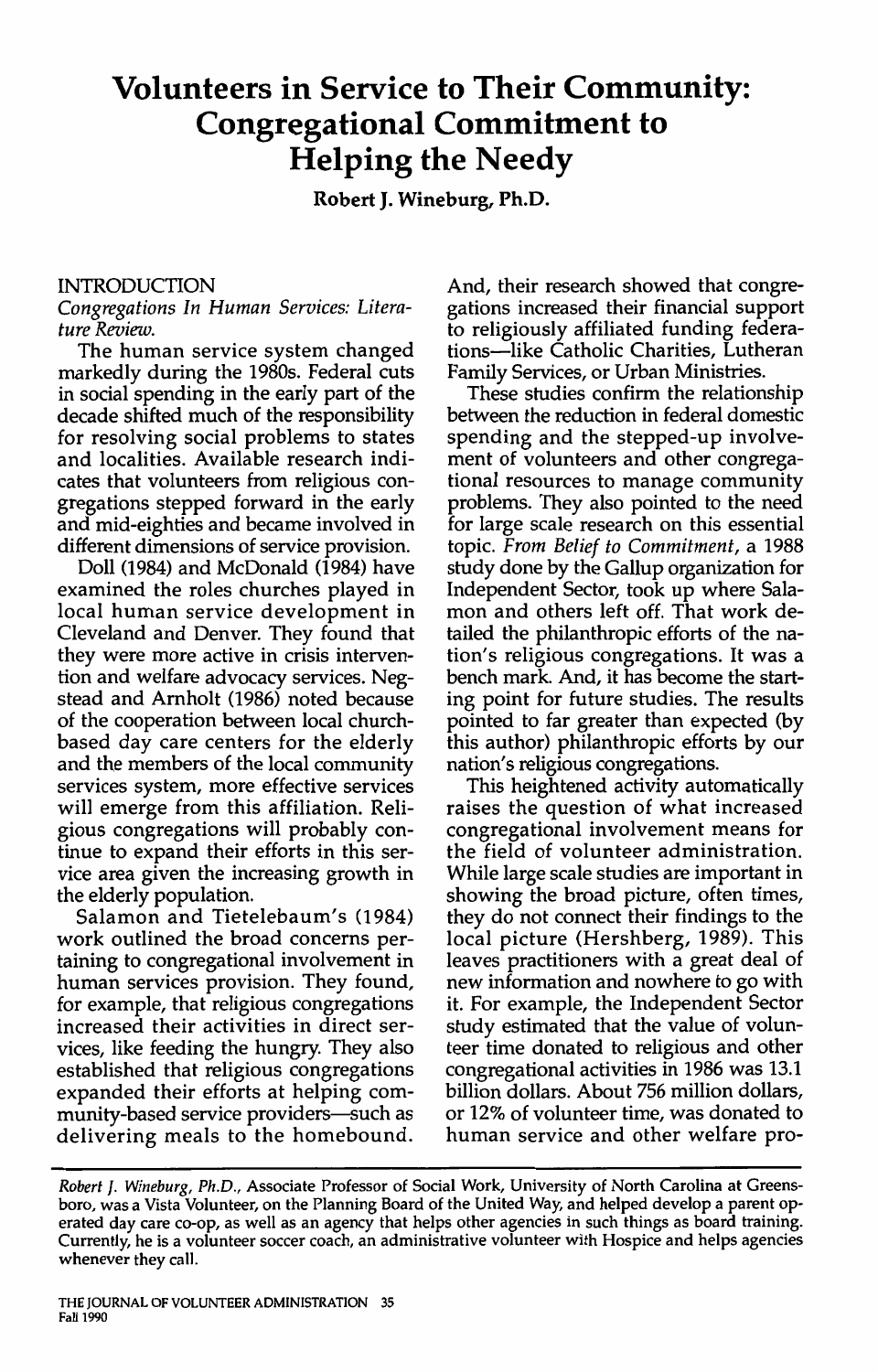# Volunteers in Service to Their Community: Congregational Commitment to Helping the Needy

**Robert J. Wineburg, Ph.D.**

## INTRODUCTION

*Congregations In Human Services: Literature Review.*

The human service system changed markedly during the 1980s. Federal cuts in social spending in the early part of the decade shifted much of the responsibility for resolving social problems to states and localities. Available research indicates that volunteers from religious congregations stepped forward in the early and mid-eighties and became involved in different dimensions of service provision.

Doll (1984) and McDonald (1984) have examined the roles churches played in local human service development in Cleveland and Denver. They found that they were more active in crisis intervention and welfare advocacy services. Negstead and Arnholt (1986) noted because of the cooperation between local church-based day care centers for the elderly and the members of the local community services system, more effective services will emerge from this affiliation. Religious congregations will probably continue to expand their efforts in this service area given the increasing growth in the elderly population.

Salamon and Tietelebaum's (1984) work outlined the broad concerns pertaining to congregational involvement in human services provision. They found, for example, that religious congregations increased their activities in direct services, like feeding the hungry. They also established that religious congregations expanded their efforts at helping community-based service providers—such as delivering meals to the homebound. And, their research showed that congregations increased their financial support to religiously affiliated funding federations—like Catholic Charities, Lutheran Family Services, or Urban Ministries.

These studies confirm the relationship between the reduction in federal domestic spending and the stepped-up involvement of volunteers and other congregational resources to manage community problems. They also pointed to the need for large scale research on this essential topic. *From Belief to Commitment*, a 1988 study done by the Gallup organization for Independent Sector, took up where Salamon and others left off. That work detailed the philanthropic efforts of the nation's religious congregations. It was a bench mark. And, it has become the starting point for future studies. The results pointed to far greater than expected (by this author) philanthropic efforts by our nation's religious congregations.

This heightened activity automatically raises the question of what increased congregational involvement means for the field of volunteer administration. While large scale studies are important in showing the broad picture, often times, they do not connect their findings to the local picture (Hershberg, 1989). This leaves practitioners with a great deal of new information and nowhere to go with it. For example, the Independent Sector study estimated that the value of volunteer time donated to religious and other congregational activities in 1986 was 13.1 billion dollars. About 756 million dollars, or 12% of volunteer time, was donated to human service and other welfare pro-

---

*Robert J. Wineburg, Ph.D.*, Associate Professor of Social Work, University of North Carolina at Greensboro, was a Vista Volunteer, on the Planning Board of the United Way, and helped develop a parent operated day care co-op, as well as an agency that helps other agencies in such things as board training. Currently, he is a volunteer soccer coach, an administrative volunteer with Hospice and helps agencies whenever they call.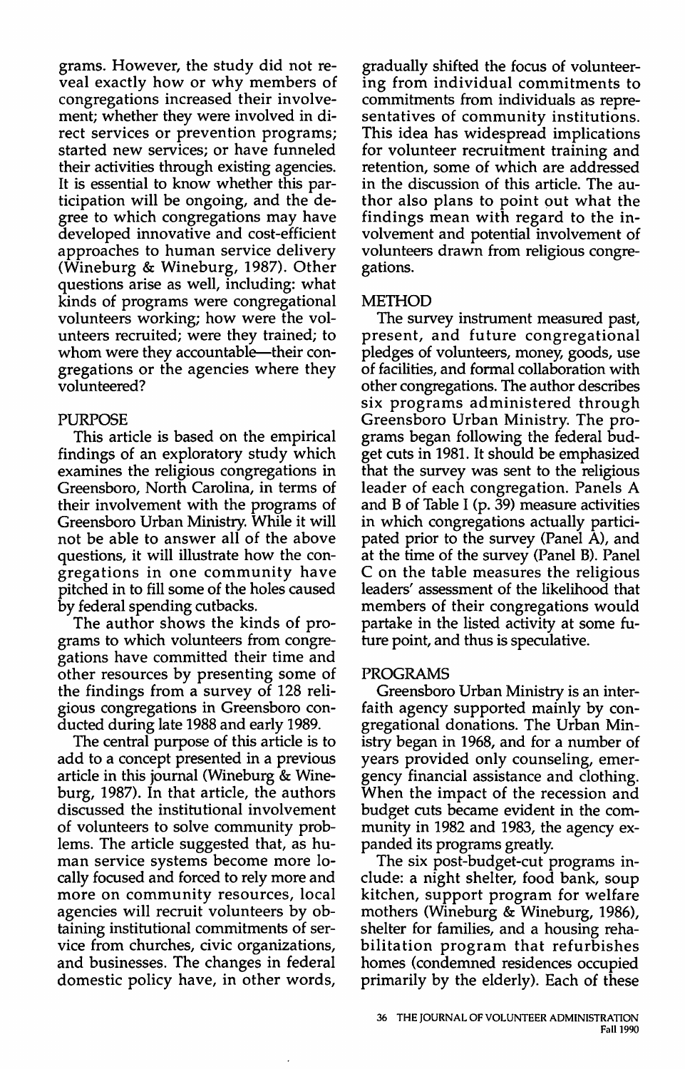grams. However, the study did not reveal exactly how or why members of congregations increased their involvement; whether they were involved in direct services or prevention programs; started new services; or have funneled their activities through existing agencies. It is essential to know whether this participation will be ongoing, and the degree to which congregations may have developed innovative and cost-efficient approaches to human service delivery (Wineburg & Wineburg, 1987). Other questions arise as well, including: what kinds of programs were congregational volunteers working; how were the volunteers recruited; were they trained; to whom were they accountable—their congregations or the agencies where they volunteered?

## PURPOSE

This article is based on the empirical findings of an exploratory study which examines the religious congregations in Greensboro, North Carolina, in terms of their involvement with the programs of Greensboro Urban Ministry. While it will not be able to answer all of the above questions, it will illustrate how the congregations in one community have pitched in to fill some of the holes caused by federal spending cutbacks.

The author shows the kinds of programs to which volunteers from congregations have committed their time and other resources by presenting some of the findings from a survey of 128 religious congregations in Greensboro conducted during late 1988 and early 1989.

The central purpose of this article is to add to a concept presented in a previous article in this journal (Wineburg & Wineburg, 1987). In that article, the authors discussed the institutional involvement of volunteers to solve community problems. The article suggested that, as human service systems become more locally focused and forced to rely more and more on community resources, local agencies will recruit volunteers by obtaining institutional commitments of service from churches, civic organizations, and businesses. The changes in federal domestic policy have, in other words, gradually shifted the focus of volunteering from individual commitments to commitments from individuals as representatives of community institutions. This idea has widespread implications for volunteer recruitment training and retention, some of which are addressed in the discussion of this article. The author also plans to point out what the findings mean with regard to the involvement and potential involvement of volunteers drawn from religious congregations.

## METHOD

The survey instrument measured past, present, and future congregational pledges of volunteers, money, goods, use of facilities, and formal collaboration with other congregations. The author describes six programs administered through Greensboro Urban Ministry. The programs began following the federal budget cuts in 1981. It should be emphasized that the survey was sent to the religious leader of each congregation. Panels A and B of Table I (p. 39) measure activities in which congregations actually participated prior to the survey (Panel A), and at the time of the survey (Panel B). Panel C on the table measures the religious leaders' assessment of the likelihood that members of their congregations would partake in the listed activity at some future point, and thus is speculative.

## PROGRAMS

Greensboro Urban Ministry is an interfaith agency supported mainly by congregational donations. The Urban Ministry began in 1968, and for a number of years provided only counseling, emergency financial assistance and clothing. When the impact of the recession and budget cuts became evident in the community in 1982 and 1983, the agency expanded its programs greatly.

The six post-budget-cut programs include: a night shelter, food bank, soup kitchen, support program for welfare mothers (Wineburg & Wineburg, 1986), shelter for families, and a housing rehabilitation program that refurbishes homes (condemned residences occupied primarily by the elderly). Each of these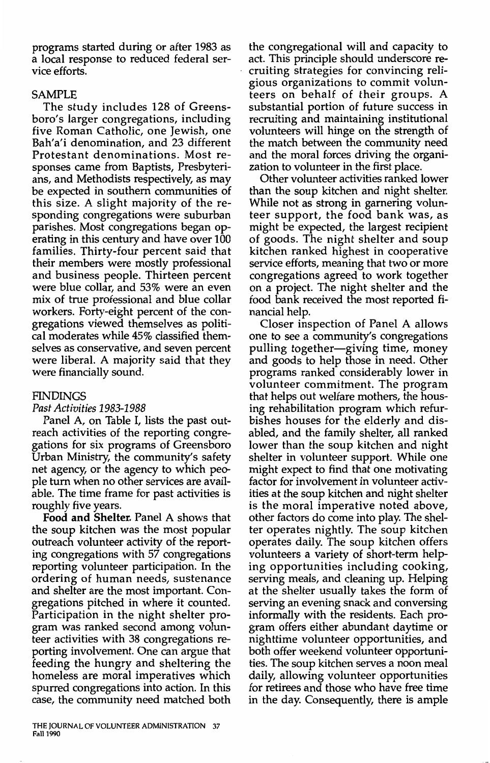programs started during or after 1983 as a local response to reduced federal service efforts.

## SAMPLE

The study includes 128 of Greensboro's larger congregations, including five Roman Catholic, one Jewish, one Bah'a'i denomination, and 23 different Protestant denominations. Most responses came from Baptists, Presbyterians, and Methodists respectively, as may be expected in southern communities of this size. A slight majority of the responding congregations were suburban parishes. Most congregations began operating in this century and have over 100 families. Thirty-four percent said that their members were mostly professional and business people. Thirteen percent were blue collar, and 53% were an even mix of true professional and blue collar workers. Forty-eight percent of the congregations viewed themselves as political moderates while 45% classified themselves as conservative, and seven percent were liberal. A majority said that they were financially sound.

## FINDINGS

### *Past Activities 1983-1988*

Panel A, on Table I, lists the past outreach activities of the reporting congregations for six programs of Greensboro Urban Ministry, the community's safety net agency, or the agency to which people turn when no other services are available. The time frame for past activities is roughly five years.

**Food and Shelter.** Panel A shows that the soup kitchen was the most popular outreach volunteer activity of the reporting congregations with 57 congregations reporting volunteer participation. In the ordering of human needs, sustenance and shelter are the most important. Congregations pitched in where it counted. Participation in the night shelter program was ranked second among volunteer activities with 38 congregations reporting involvement. One can argue that feeding the hungry and sheltering the homeless are moral imperatives which spurred congregations into action. In this case, the community need matched both the congregational will and capacity to act. This principle should underscore recruiting strategies for convincing religious organizations to commit volunteers on behalf of their groups. A substantial portion of future success in recruiting and maintaining institutional volunteers will hinge on the strength of the match between the community need and the moral forces driving the organization to volunteer in the first place.

Other volunteer activities ranked lower than the soup kitchen and night shelter. While not as strong in garnering volunteer support, the food bank was, as might be expected, the largest recipient of goods. The night shelter and soup kitchen ranked highest in cooperative service efforts, meaning that two or more congregations agreed to work together on a project. The night shelter and the food bank received the most reported financial help.

Closer inspection of Panel A allows one to see a community's congregations pulling together—giving time, money and goods to help those in need. Other programs ranked considerably lower in volunteer commitment. The program that helps out welfare mothers, the housing rehabilitation program which refurbishes houses for the elderly and disabled, and the family shelter, all ranked lower than the soup kitchen and night shelter in volunteer support. While one might expect to find that one motivating factor for involvement in volunteer activities at the soup kitchen and night shelter is the moral imperative noted above, other factors do come into play. The shelter operates nightly. The soup kitchen operates daily. The soup kitchen offers volunteers a variety of short-term helping opportunities including cooking, serving meals, and cleaning up. Helping at the shelter usually takes the form of serving an evening snack and conversing informally with the residents. Each program offers either abundant daytime or nighttime volunteer opportunities, and both offer weekend volunteer opportunities. The soup kitchen serves a noon meal daily, allowing volunteer opportunities for retirees and those who have free time in the day. Consequently, there is ample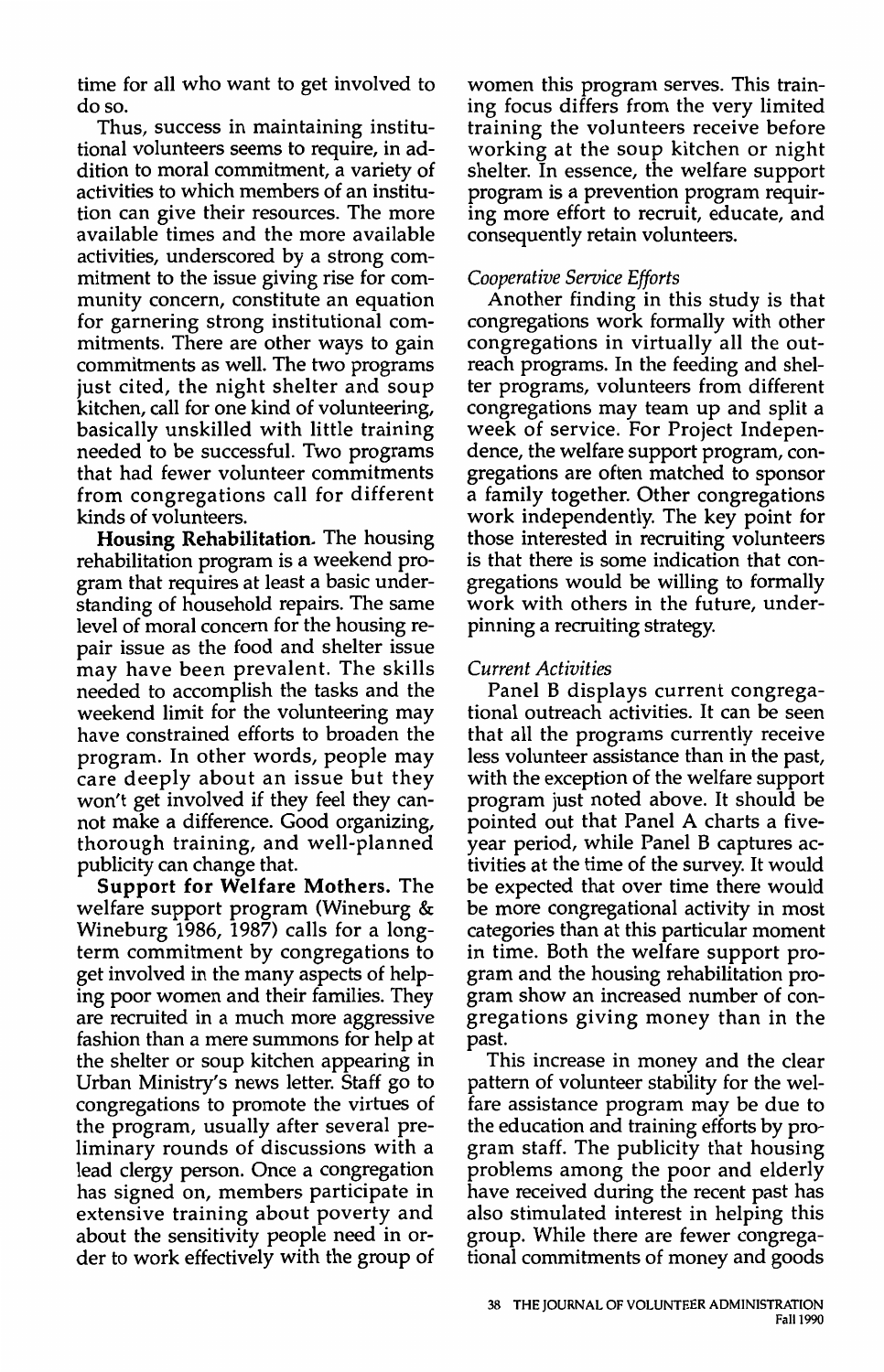time for all who want to get involved to do so.

Thus, success in maintaining institutional volunteers seems to require, in addition to moral commitment, a variety of activities to which members of an institution can give their resources. The more available times and the more available activities, underscored by a strong commitment to the issue giving rise for community concern, constitute an equation for garnering strong institutional commitments. There are other ways to gain commitments as well. The two programs just cited, the night shelter and soup kitchen, call for one kind of volunteering, basically unskilled with little training needed to be successful. Two programs that had fewer volunteer commitments from congregations call for different kinds of volunteers.

**Housing Rehabilitation.** The housing rehabilitation program is a weekend program that requires at least a basic understanding of household repairs. The same level of moral concern for the housing repair issue as the food and shelter issue may have been prevalent. The skills needed to accomplish the tasks and the weekend limit for the volunteering may have constrained efforts to broaden the program. In other words, people may care deeply about an issue but they won't get involved if they feel they cannot make a difference. Good organizing, thorough training, and well-planned publicity can change that.

**Support for Welfare Mothers.** The welfare support program (Wineburg & Wineburg 1986, 1987) calls for a long-term commitment by congregations to get involved in the many aspects of helping poor women and their families. They are recruited in a much more aggressive fashion than a mere summons for help at the shelter or soup kitchen appearing in Urban Ministry's news letter. Staff go to congregations to promote the virtues of the program, usually after several preliminary rounds of discussions with a lead clergy person. Once a congregation has signed on, members participate in extensive training about poverty and about the sensitivity people need in order to work effectively with the group of women this program serves. This training focus differs from the very limited training the volunteers receive before working at the soup kitchen or night shelter. In essence, the welfare support program is a prevention program requiring more effort to recruit, educate, and consequently retain volunteers.

*Cooperative Service Efforts*

Another finding in this study is that congregations work formally with other congregations in virtually all the outreach programs. In the feeding and shelter programs, volunteers from different congregations may team up and split a week of service. For Project Independence, the welfare support program, congregations are often matched to sponsor a family together. Other congregations work independently. The key point for those interested in recruiting volunteers is that there is some indication that congregations would be willing to formally work with others in the future, underpinning a recruiting strategy.

*Current Activities*

Panel B displays current congregational outreach activities. It can be seen that all the programs currently receive less volunteer assistance than in the past, with the exception of the welfare support program just noted above. It should be pointed out that Panel A charts a five-year period, while Panel B captures activities at the time of the survey. It would be expected that over time there would be more congregational activity in most categories than at this particular moment in time. Both the welfare support program and the housing rehabilitation program show an increased number of congregations giving money than in the past.

This increase in money and the clear pattern of volunteer stability for the welfare assistance program may be due to the education and training efforts by program staff. The publicity that housing problems among the poor and elderly have received during the recent past has also stimulated interest in helping this group. While there are fewer congregational commitments of money and goods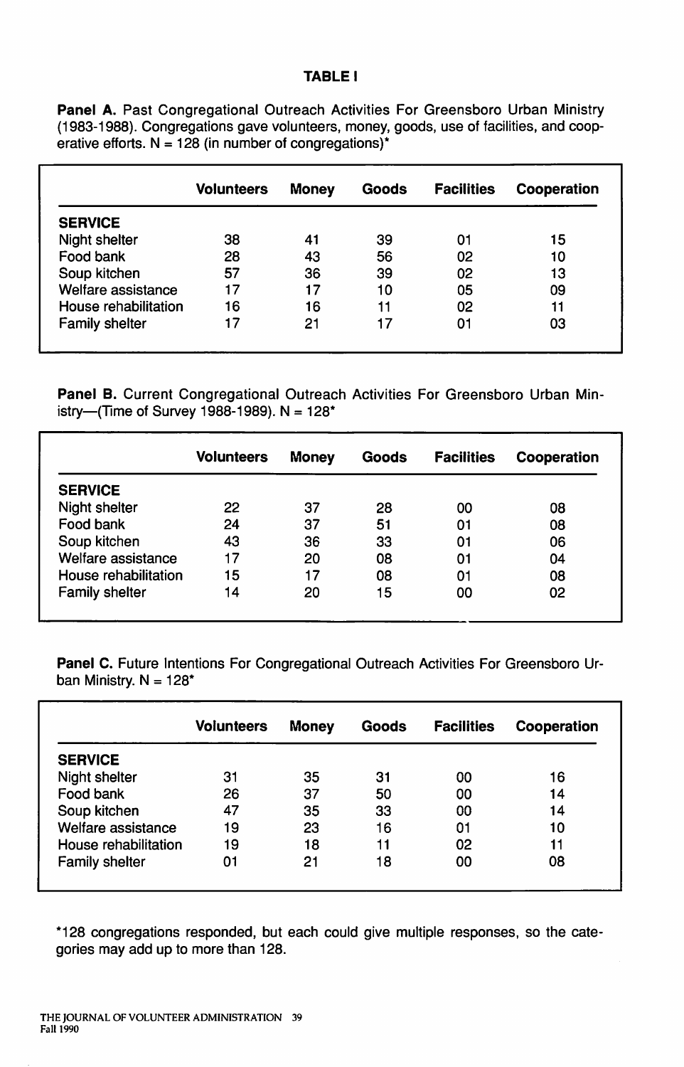**TABLE I**

**Panel A.** Past Congregational Outreach Activities For Greensboro Urban Ministry (1983-1988). Congregations gave volunteers, money, goods, use of facilities, and cooperative efforts. N = 128 (in number of congregations)*

| | Volunteers | Money | Goods | Facilities | Cooperation |
|---|---|---|---|---|---|
| **SERVICE** | | | | | |
| Night shelter | 38 | 41 | 39 | 01 | 15 |
| Food bank | 28 | 43 | 56 | 02 | 10 |
| Soup kitchen | 57 | 36 | 39 | 02 | 13 |
| Welfare assistance | 17 | 17 | 10 | 05 | 09 |
| House rehabilitation | 16 | 16 | 11 | 02 | 11 |
| Family shelter | 17 | 21 | 17 | 01 | 03 |

**Panel B.** Current Congregational Outreach Activities For Greensboro Urban Ministry—(Time of Survey 1988-1989). N = 128*

| | Volunteers | Money | Goods | Facilities | Cooperation |
|---|---|---|---|---|---|
| **SERVICE** | | | | | |
| Night shelter | 22 | 37 | 28 | 00 | 08 |
| Food bank | 24 | 37 | 51 | 01 | 08 |
| Soup kitchen | 43 | 36 | 33 | 01 | 06 |
| Welfare assistance | 17 | 20 | 08 | 01 | 04 |
| House rehabilitation | 15 | 17 | 08 | 01 | 08 |
| Family shelter | 14 | 20 | 15 | 00 | 02 |

**Panel C.** Future Intentions For Congregational Outreach Activities For Greensboro Urban Ministry. N = 128*

| | Volunteers | Money | Goods | Facilities | Cooperation |
|---|---|---|---|---|---|
| **SERVICE** | | | | | |
| Night shelter | 31 | 35 | 31 | 00 | 16 |
| Food bank | 26 | 37 | 50 | 00 | 14 |
| Soup kitchen | 47 | 35 | 33 | 00 | 14 |
| Welfare assistance | 19 | 23 | 16 | 01 | 10 |
| House rehabilitation | 19 | 18 | 11 | 02 | 11 |
| Family shelter | 01 | 21 | 18 | 00 | 08 |

*128 congregations responded, but each could give multiple responses, so the categories may add up to more than 128.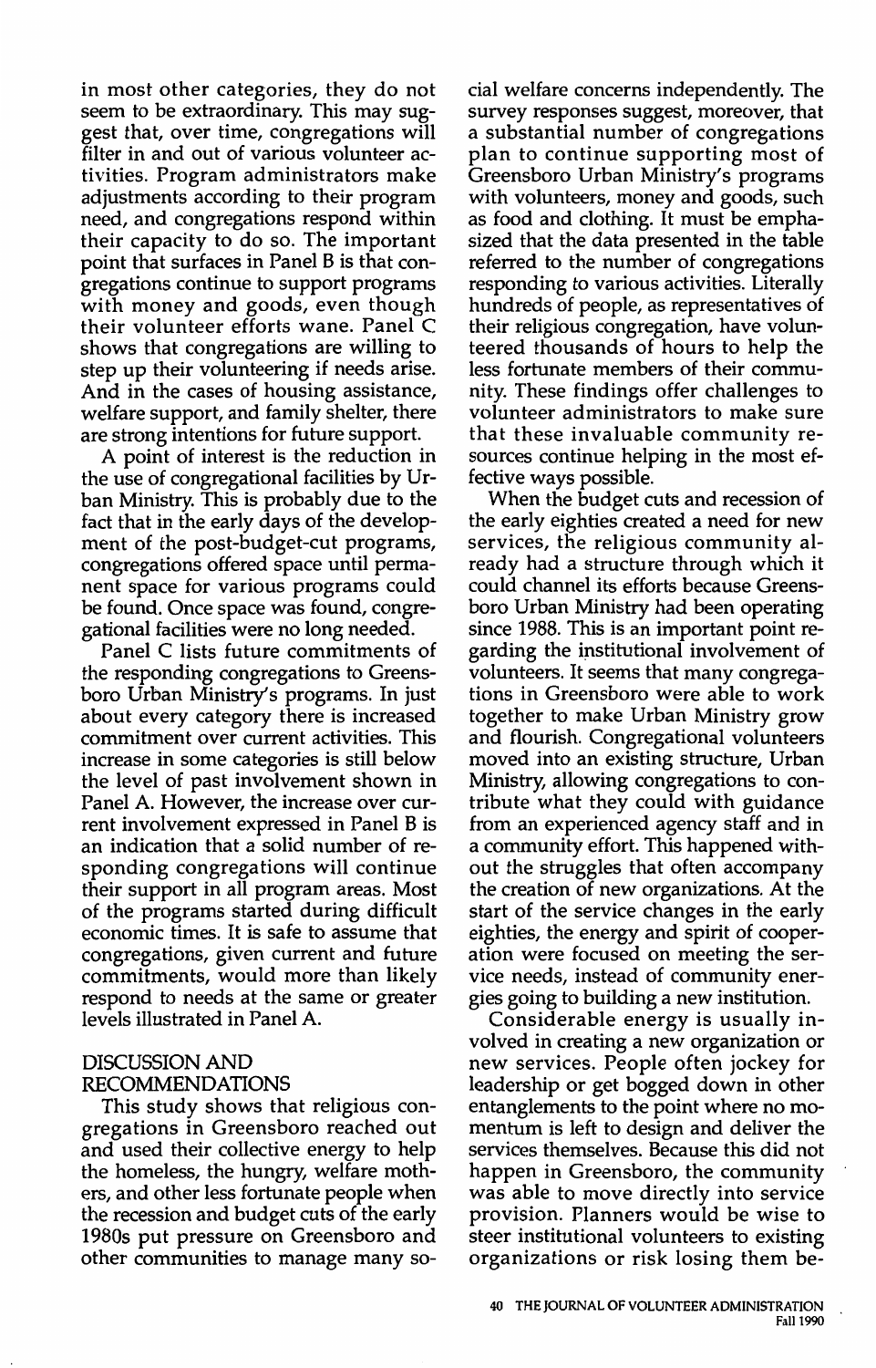in most other categories, they do not seem to be extraordinary. This may suggest that, over time, congregations will filter in and out of various volunteer activities. Program administrators make adjustments according to their program need, and congregations respond within their capacity to do so. The important point that surfaces in Panel B is that congregations continue to support programs with money and goods, even though their volunteer efforts wane. Panel C shows that congregations are willing to step up their volunteering if needs arise. And in the cases of housing assistance, welfare support, and family shelter, there are strong intentions for future support.

A point of interest is the reduction in the use of congregational facilities by Urban Ministry. This is probably due to the fact that in the early days of the development of the post-budget-cut programs, congregations offered space until permanent space for various programs could be found. Once space was found, congregational facilities were no long needed.

Panel C lists future commitments of the responding congregations to Greensboro Urban Ministry's programs. In just about every category there is increased commitment over current activities. This increase in some categories is still below the level of past involvement shown in Panel A. However, the increase over current involvement expressed in Panel B is an indication that a solid number of responding congregations will continue their support in all program areas. Most of the programs started during difficult economic times. It is safe to assume that congregations, given current and future commitments, would more than likely respond to needs at the same or greater levels illustrated in Panel A.

## DISCUSSION AND RECOMMENDATIONS

This study shows that religious congregations in Greensboro reached out and used their collective energy to help the homeless, the hungry, welfare mothers, and other less fortunate people when the recession and budget cuts of the early 1980s put pressure on Greensboro and other communities to manage many social welfare concerns independently. The survey responses suggest, moreover, that a substantial number of congregations plan to continue supporting most of Greensboro Urban Ministry's programs with volunteers, money and goods, such as food and clothing. It must be emphasized that the data presented in the table referred to the number of congregations responding to various activities. Literally hundreds of people, as representatives of their religious congregation, have volunteered thousands of hours to help the less fortunate members of their community. These findings offer challenges to volunteer administrators to make sure that these invaluable community resources continue helping in the most effective ways possible.

When the budget cuts and recession of the early eighties created a need for new services, the religious community already had a structure through which it could channel its efforts because Greensboro Urban Ministry had been operating since 1988. This is an important point regarding the institutional involvement of volunteers. It seems that many congregations in Greensboro were able to work together to make Urban Ministry grow and flourish. Congregational volunteers moved into an existing structure, Urban Ministry, allowing congregations to contribute what they could with guidance from an experienced agency staff and in a community effort. This happened without the struggles that often accompany the creation of new organizations. At the start of the service changes in the early eighties, the energy and spirit of cooperation were focused on meeting the service needs, instead of community energies going to building a new institution.

Considerable energy is usually involved in creating a new organization or new services. People often jockey for leadership or get bogged down in other entanglements to the point where no momentum is left to design and deliver the services themselves. Because this did not happen in Greensboro, the community was able to move directly into service provision. Planners would be wise to steer institutional volunteers to existing organizations or risk losing them be-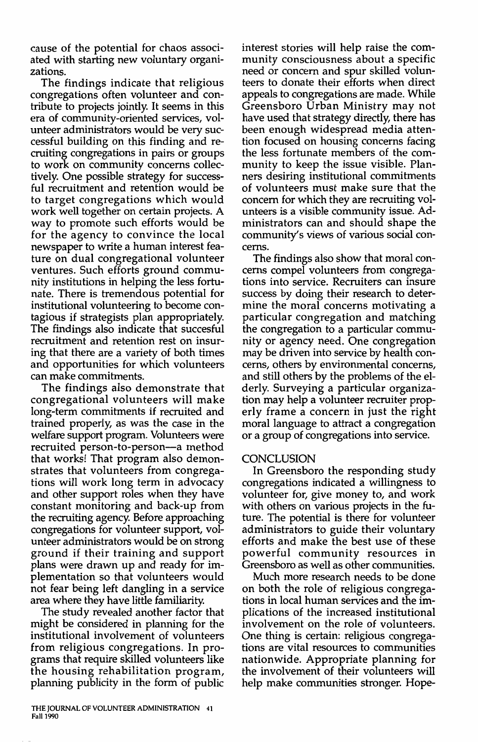cause of the potential for chaos associated with starting new voluntary organizations.

The findings indicate that religious congregations often volunteer and contribute to projects jointly. It seems in this era of community-oriented services, volunteer administrators would be very successful building on this finding and recruiting congregations in pairs or groups to work on community concerns collectively. One possible strategy for successful recruitment and retention would be to target congregations which would work well together on certain projects. A way to promote such efforts would be for the agency to convince the local newspaper to write a human interest feature on dual congregational volunteer ventures. Such efforts ground community institutions in helping the less fortunate. There is tremendous potential for institutional volunteering to become contagious if strategists plan appropriately. The findings also indicate that succesful recruitment and retention rest on insuring that there are a variety of both times and opportunities for which volunteers can make commitments.

The findings also demonstrate that congregational volunteers will make long-term commitments if recruited and trained properly, as was the case in the welfare support program. Volunteers were recruited person-to-person—a method that works! That program also demonstrates that volunteers from congregations will work long term in advocacy and other support roles when they have constant monitoring and back-up from the recruiting agency. Before approaching congregations for volunteer support, volunteer administrators would be on strong ground if their training and support plans were drawn up and ready for implementation so that volunteers would not fear being left dangling in a service area where they have little familiarity.

The study revealed another factor that might be considered in planning for the institutional involvement of volunteers from religious congregations. In programs that require skilled volunteers like the housing rehabilitation program, planning publicity in the form of public interest stories will help raise the community consciousness about a specific need or concern and spur skilled volunteers to donate their efforts when direct appeals to congregations are made. While Greensboro Urban Ministry may not have used that strategy directly, there has been enough widespread media attention focused on housing concerns facing the less fortunate members of the community to keep the issue visible. Planners desiring institutional commitments of volunteers must make sure that the concern for which they are recruiting volunteers is a visible community issue. Administrators can and should shape the community's views of various social concerns.

The findings also show that moral concerns compel volunteers from congregations into service. Recruiters can insure success by doing their research to determine the moral concerns motivating a particular congregation and matching the congregation to a particular community or agency need. One congregation may be driven into service by health concerns, others by environmental concerns, and still others by the problems of the elderly. Surveying a particular organization may help a volunteer recruiter properly frame a concern in just the right moral language to attract a congregation or a group of congregations into service.

## CONCLUSION

In Greensboro the responding study congregations indicated a willingness to volunteer for, give money to, and work with others on various projects in the future. The potential is there for volunteer administrators to guide their voluntary efforts and make the best use of these powerful community resources in Greensboro as well as other communities.

Much more research needs to be done on both the role of religious congregations in local human services and the implications of the increased institutional involvement on the role of volunteers. One thing is certain: religious congregations are vital resources to communities nationwide. Appropriate planning for the involvement of their volunteers will help make communities stronger. Hope-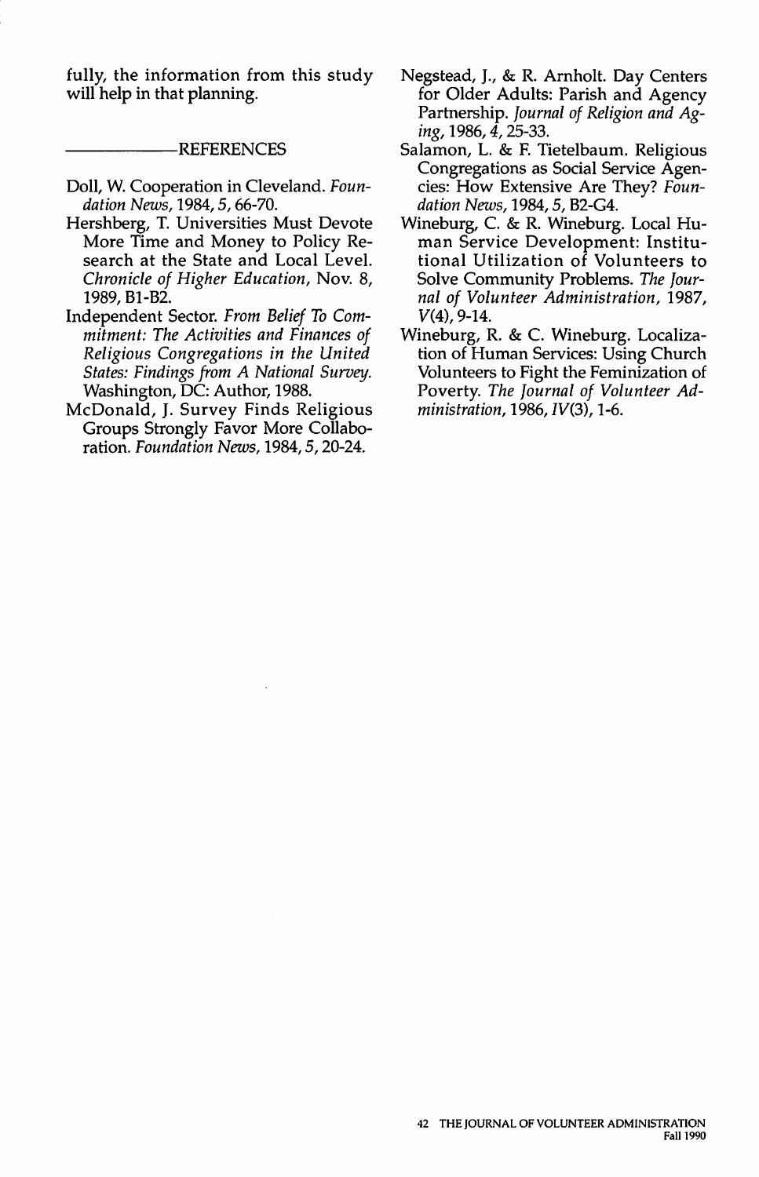fully, the information from this study will help in that planning.

## REFERENCES

Doll, W. Cooperation in Cleveland. *Foundation News*, 1984, *5*, 66-70.

Hershberg, T. Universities Must Devote More Time and Money to Policy Research at the State and Local Level. *Chronicle of Higher Education*, Nov. 8, 1989, B1-B2.

Independent Sector. *From Belief To Commitment: The Activities and Finances of Religious Congregations in the United States: Findings from A National Survey.* Washington, DC: Author, 1988.

McDonald, J. Survey Finds Religious Groups Strongly Favor More Collaboration. *Foundation News*, 1984, *5*, 20-24.

Negstead, J., & R. Arnholt. Day Centers for Older Adults: Parish and Agency Partnership. *Journal of Religion and Aging*, 1986, *4*, 25-33.

Salamon, L. & F. Tietelbaum. Religious Congregations as Social Service Agencies: How Extensive Are They? *Foundation News*, 1984, *5*, B2-G4.

Wineburg, C. & R. Wineburg. Local Human Service Development: Institutional Utilization of Volunteers to Solve Community Problems. *The Journal of Volunteer Administration*, 1987, *V*(4), 9-14.

Wineburg, R. & C. Wineburg. Localization of Human Services: Using Church Volunteers to Fight the Feminization of Poverty. *The Journal of Volunteer Administration*, 1986, *IV*(3), 1-6.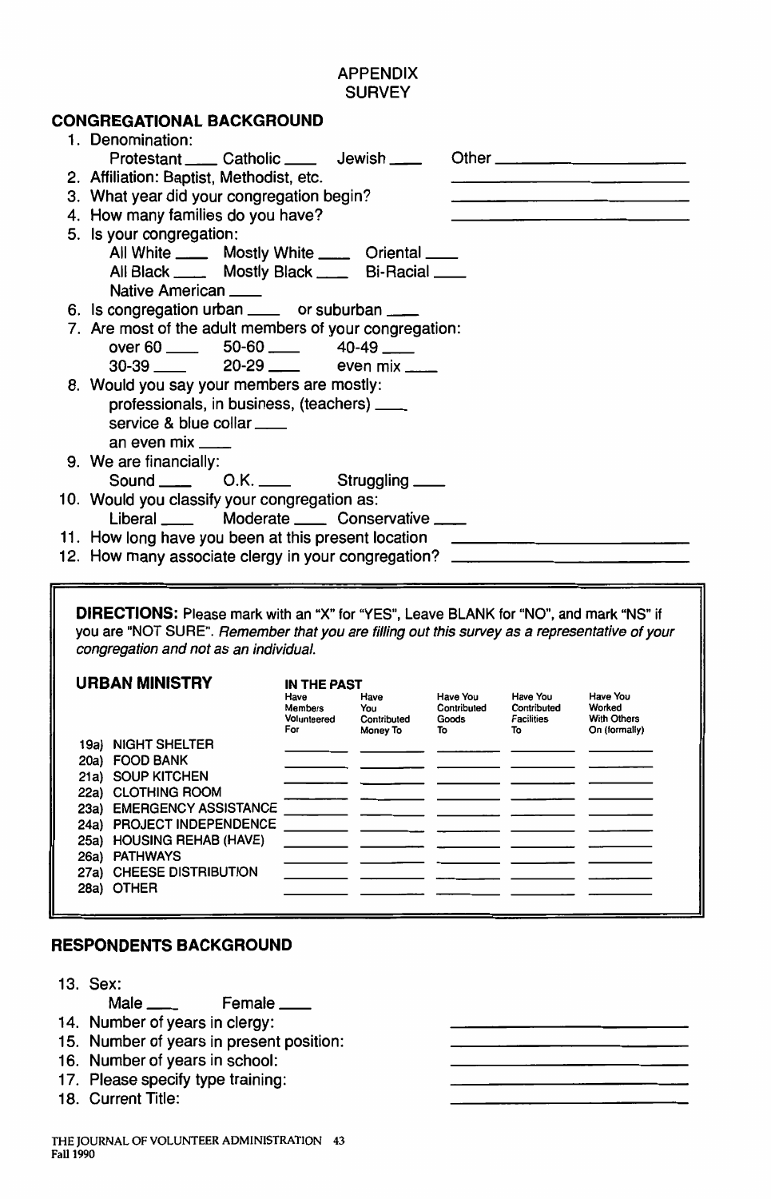# APPENDIX
## SURVEY

### CONGREGATIONAL BACKGROUND

1. Denomination:
   Protestant ____ Catholic ____ Jewish ____ Other ____________________
2. Affiliation: Baptist, Methodist, etc. ____________________
3. What year did your congregation begin? ____________________
4. How many families do you have? ____________________
5. Is your congregation:
   All White ____ Mostly White ____ Oriental ____
   All Black ____ Mostly Black ____ Bi-Racial ____
   Native American ____
6. Is congregation urban ____ or suburban ____
7. Are most of the adult members of your congregation:
   over 60 ____ 50-60 ____ 40-49 ____
   30-39 ____ 20-29 ____ even mix ____
8. Would you say your members are mostly:
   professionals, in business, (teachers) ____
   service & blue collar ____
   an even mix ____
9. We are financially:
   Sound ____ O.K. ____ Struggling ____
10. Would you classify your congregation as:
    Liberal ____ Moderate ____ Conservative ____
11. How long have you been at this present location ____________________
12. How many associate clergy in your congregation? ____________________

**DIRECTIONS:** Please mark with an "X" for "YES", Leave BLANK for "NO", and mark "NS" if you are "NOT SURE". *Remember that you are filling out this survey as a representative of your congregation and not as an individual.*

| URBAN MINISTRY | IN THE PAST Have Members Volunteered For | Have You Contributed Money To | Have You Contributed Goods To | Have You Contributed Facilities To | Have You Worked With Others On (formally) |
|---|---|---|---|---|---|
| 19a) NIGHT SHELTER | ____ | ____ | ____ | ____ | ____ |
| 20a) FOOD BANK | ____ | ____ | ____ | ____ | ____ |
| 21a) SOUP KITCHEN | ____ | ____ | ____ | ____ | ____ |
| 22a) CLOTHING ROOM | ____ | ____ | ____ | ____ | ____ |
| 23a) EMERGENCY ASSISTANCE | ____ | ____ | ____ | ____ | ____ |
| 24a) PROJECT INDEPENDENCE | ____ | ____ | ____ | ____ | ____ |
| 25a) HOUSING REHAB (HAVE) | ____ | ____ | ____ | ____ | ____ |
| 26a) PATHWAYS | ____ | ____ | ____ | ____ | ____ |
| 27a) CHEESE DISTRIBUTION | ____ | ____ | ____ | ____ | ____ |
| 28a) OTHER | ____ | ____ | ____ | ____ | ____ |

### RESPONDENTS BACKGROUND

13. Sex:
    Male ____ Female ____
14. Number of years in clergy: ____________________
15. Number of years in present position: ____________________
16. Number of years in school: ____________________
17. Please specify type training: ____________________
18. Current Title: ____________________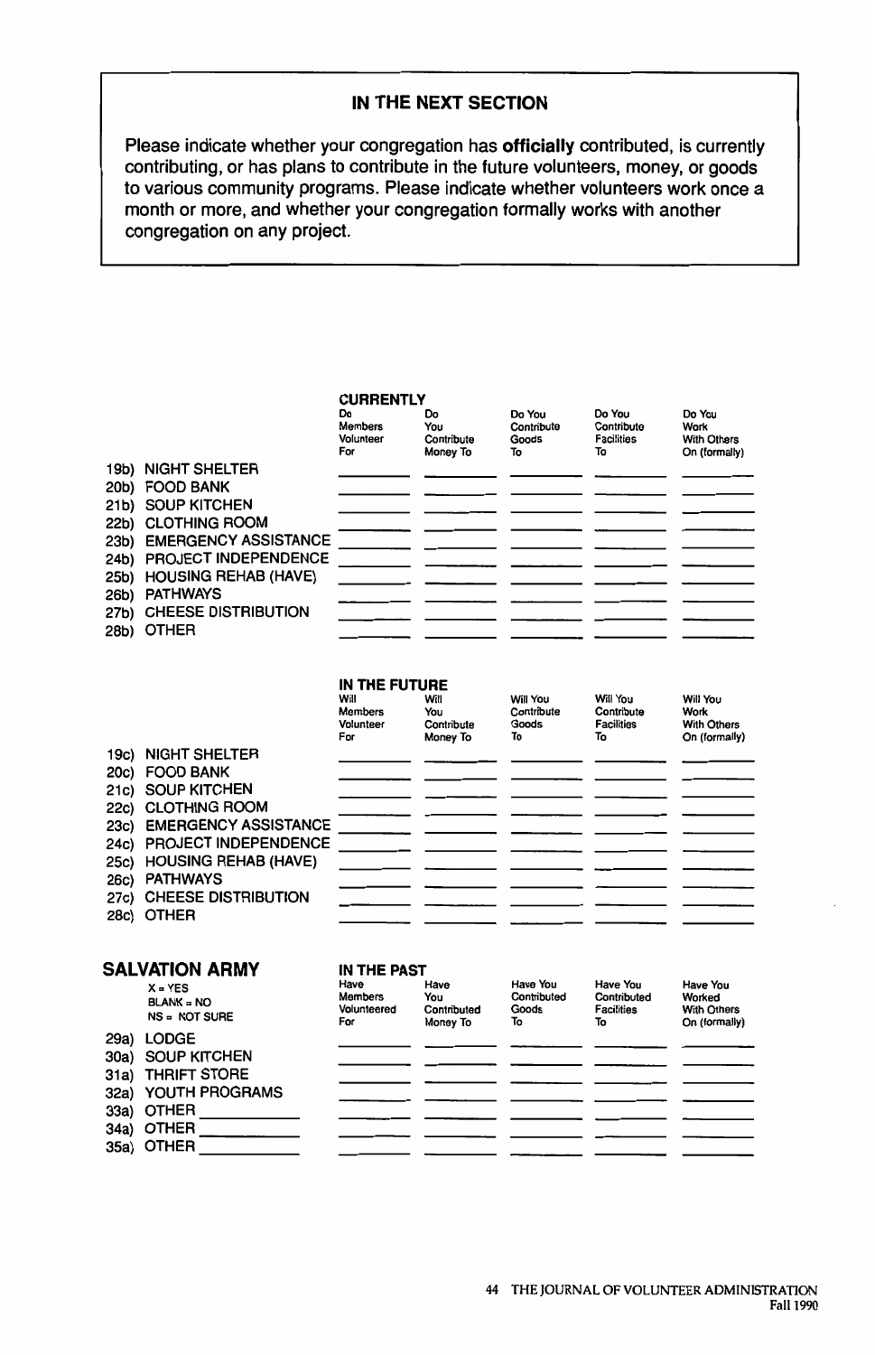## IN THE NEXT SECTION

Please indicate whether your congregation has **officially** contributed, is currently contributing, or has plans to contribute in the future volunteers, money, or goods to various community programs. Please indicate whether volunteers work once a month or more, and whether your congregation formally works with another congregation on any project.

| | CURRENTLY<br>Do Members Volunteer For | Do You Contribute Money To | Do You Contribute Goods To | Do You Contribute Facilities To | Do You Work With Others On (formally) |
|---|---|---|---|---|---|
| 19b) NIGHT SHELTER | | | | | |
| 20b) FOOD BANK | | | | | |
| 21b) SOUP KITCHEN | | | | | |
| 22b) CLOTHING ROOM | | | | | |
| 23b) EMERGENCY ASSISTANCE | | | | | |
| 24b) PROJECT INDEPENDENCE | | | | | |
| 25b) HOUSING REHAB (HAVE) | | | | | |
| 26b) PATHWAYS | | | | | |
| 27b) CHEESE DISTRIBUTION | | | | | |
| 28b) OTHER | | | | | |

| | IN THE FUTURE<br>Will Members Volunteer For | Will You Contribute Money To | Will You Contribute Goods To | Will You Contribute Facilities To | Will You Work With Others On (formally) |
|---|---|---|---|---|---|
| 19c) NIGHT SHELTER | | | | | |
| 20c) FOOD BANK | | | | | |
| 21c) SOUP KITCHEN | | | | | |
| 22c) CLOTHING ROOM | | | | | |
| 23c) EMERGENCY ASSISTANCE | | | | | |
| 24c) PROJECT INDEPENDENCE | | | | | |
| 25c) HOUSING REHAB (HAVE) | | | | | |
| 26c) PATHWAYS | | | | | |
| 27c) CHEESE DISTRIBUTION | | | | | |
| 28c) OTHER | | | | | |

### SALVATION ARMY

X = YES
BLANK = NO
NS = NOT SURE

| | IN THE PAST<br>Have Members Volunteered For | Have You Contributed Money To | Have You Contributed Goods To | Have You Contributed Facilities To | Have You Worked With Others On (formally) |
|---|---|---|---|---|---|
| 29a) LODGE | | | | | |
| 30a) SOUP KITCHEN | | | | | |
| 31a) THRIFT STORE | | | | | |
| 32a) YOUTH PROGRAMS | | | | | |
| 33a) OTHER ________ | | | | | |
| 34a) OTHER ________ | | | | | |
| 35a) OTHER ________ | | | | | |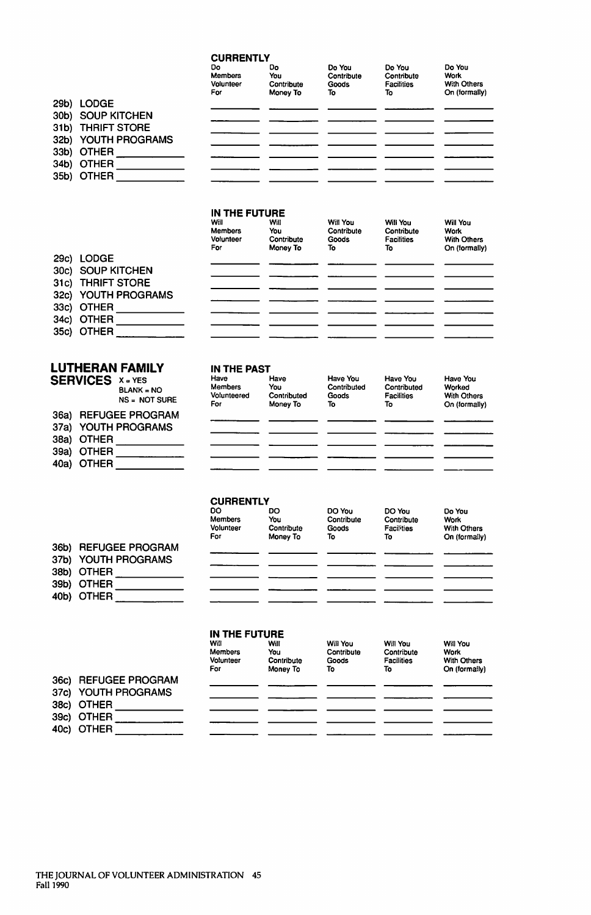| | CURRENTLY Do Members Volunteer For | Do You Contribute Money To | Do You Contribute Goods To | Do You Contribute Facilities To | Do You Work With Others On (formally) |
|---|---|---|---|---|---|
| 29b) LODGE | | | | | |
| 30b) SOUP KITCHEN | | | | | |
| 31b) THRIFT STORE | | | | | |
| 32b) YOUTH PROGRAMS | | | | | |
| 33b) OTHER ________ | | | | | |
| 34b) OTHER ________ | | | | | |
| 35b) OTHER ________ | | | | | |

| | IN THE FUTURE Will Members Volunteer For | Will You Contribute Money To | Will You Contribute Goods To | Will You Contribute Facilities To | Will You Work With Others On (formally) |
|---|---|---|---|---|---|
| 29c) LODGE | | | | | |
| 30c) SOUP KITCHEN | | | | | |
| 31c) THRIFT STORE | | | | | |
| 32c) YOUTH PROGRAMS | | | | | |
| 33c) OTHER ________ | | | | | |
| 34c) OTHER ________ | | | | | |
| 35c) OTHER ________ | | | | | |

## LUTHERAN FAMILY SERVICES

X = YES
BLANK = NO
NS = NOT SURE

| | IN THE PAST Have Members Volunteered For | Have You Contributed Money To | Have You Contributed Goods To | Have You Contributed Facilities To | Have You Worked With Others On (formally) |
|---|---|---|---|---|---|
| 36a) REFUGEE PROGRAM | | | | | |
| 37a) YOUTH PROGRAMS | | | | | |
| 38a) OTHER ________ | | | | | |
| 39a) OTHER ________ | | | | | |
| 40a) OTHER ________ | | | | | |

| | CURRENTLY DO Members Volunteer For | DO You Contribute Money To | DO You Contribute Goods To | DO You Contribute Facilities To | Do You Work With Others On (formally) |
|---|---|---|---|---|---|
| 36b) REFUGEE PROGRAM | | | | | |
| 37b) YOUTH PROGRAMS | | | | | |
| 38b) OTHER ________ | | | | | |
| 39b) OTHER ________ | | | | | |
| 40b) OTHER ________ | | | | | |

| | IN THE FUTURE Will Members Volunteer For | Will You Contribute Money To | Will You Contribute Goods To | Will You Contribute Facilities To | Will You Work With Others On (formally) |
|---|---|---|---|---|---|
| 36c) REFUGEE PROGRAM | | | | | |
| 37c) YOUTH PROGRAMS | | | | | |
| 38c) OTHER ________ | | | | | |
| 39c) OTHER ________ | | | | | |
| 40c) OTHER ________ | | | | | |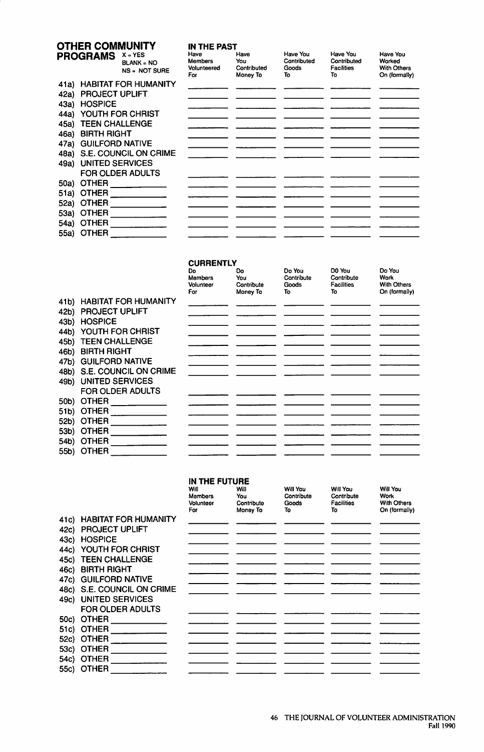## OTHER COMMUNITY PROGRAMS

X = YES
BLANK = NO
NS = NOT SURE

| | IN THE PAST<br>Have Members Volunteered For | Have You Contributed Money To | Have You Contributed Goods To | Have You Contributed Facilities To | Have You Worked With Others On (formally) |
|---|---|---|---|---|---|
| 41a) HABITAT FOR HUMANITY | | | | | |
| 42a) PROJECT UPLIFT | | | | | |
| 43a) HOSPICE | | | | | |
| 44a) YOUTH FOR CHRIST | | | | | |
| 45a) TEEN CHALLENGE | | | | | |
| 46a) BIRTH RIGHT | | | | | |
| 47a) GUILFORD NATIVE | | | | | |
| 48a) S.E. COUNCIL ON CRIME | | | | | |
| 49a) UNITED SERVICES FOR OLDER ADULTS | | | | | |
| 50a) OTHER ______ | | | | | |
| 51a) OTHER ______ | | | | | |
| 52a) OTHER ______ | | | | | |
| 53a) OTHER ______ | | | | | |
| 54a) OTHER ______ | | | | | |
| 55a) OTHER ______ | | | | | |

| | CURRENTLY<br>Do Members Volunteer For | Do You Contribute Money To | Do You Contribute Goods To | DO You Contribute Facilities To | Do You Work With Others On (formally) |
|---|---|---|---|---|---|
| 41b) HABITAT FOR HUMANITY | | | | | |
| 42b) PROJECT UPLIFT | | | | | |
| 43b) HOSPICE | | | | | |
| 44b) YOUTH FOR CHRIST | | | | | |
| 45b) TEEN CHALLENGE | | | | | |
| 46b) BIRTH RIGHT | | | | | |
| 47b) GUILFORD NATIVE | | | | | |
| 48b) S.E. COUNCIL ON CRIME | | | | | |
| 49b) UNITED SERVICES FOR OLDER ADULTS | | | | | |
| 50b) OTHER ______ | | | | | |
| 51b) OTHER ______ | | | | | |
| 52b) OTHER ______ | | | | | |
| 53b) OTHER ______ | | | | | |
| 54b) OTHER ______ | | | | | |
| 55b) OTHER ______ | | | | | |

| | IN THE FUTURE<br>Will Members Volunteer For | Will You Contribute Money To | Will You Contribute Goods To | Will You Contribute Facilities To | Will You Work With Others On (formally) |
|---|---|---|---|---|---|
| 41c) HABITAT FOR HUMANITY | | | | | |
| 42c) PROJECT UPLIFT | | | | | |
| 43c) HOSPICE | | | | | |
| 44c) YOUTH FOR CHRIST | | | | | |
| 45c) TEEN CHALLENGE | | | | | |
| 46c) BIRTH RIGHT | | | | | |
| 47c) GUILFORD NATIVE | | | | | |
| 48c) S.E. COUNCIL ON CRIME | | | | | |
| 49c) UNITED SERVICES FOR OLDER ADULTS | | | | | |
| 50c) OTHER ______ | | | | | |
| 51c) OTHER ______ | | | | | |
| 52c) OTHER ______ | | | | | |
| 53c) OTHER ______ | | | | | |
| 54c) OTHER ______ | | | | | |
| 55c) OTHER ______ | | | | | |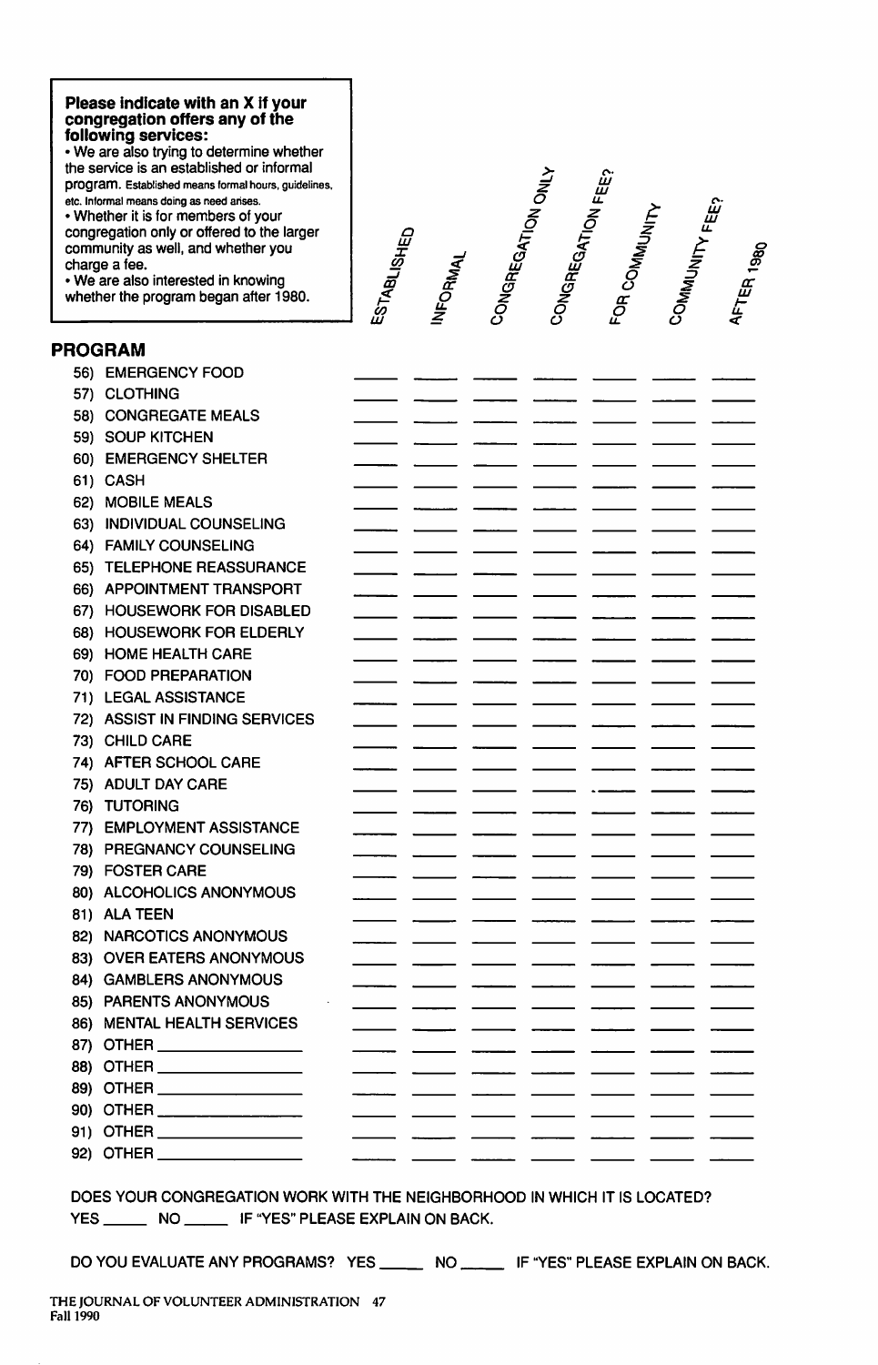**Please indicate with an X if your congregation offers any of the following services:**

- We are also trying to determine whether the service is an established or informal program. Established means formal hours, guidelines, etc. Informal means doing as need arises.
- Whether it is for members of your congregation only or offered to the larger community as well, and whether you charge a fee.
- We are also interested in knowing whether the program began after 1980.

| PROGRAM | ESTABLISHED | INFORMAL | CONGREGATION ONLY | CONGREGATION FEE? | FOR COMMUNITY | COMMUNITY FEE? | AFTER 1980 |
|---|---|---|---|---|---|---|---|
| 56) EMERGENCY FOOD | ___ | ___ | ___ | ___ | ___ | ___ | ___ |
| 57) CLOTHING | ___ | ___ | ___ | ___ | ___ | ___ | ___ |
| 58) CONGREGATE MEALS | ___ | ___ | ___ | ___ | ___ | ___ | ___ |
| 59) SOUP KITCHEN | ___ | ___ | ___ | ___ | ___ | ___ | ___ |
| 60) EMERGENCY SHELTER | ___ | ___ | ___ | ___ | ___ | ___ | ___ |
| 61) CASH | ___ | ___ | ___ | ___ | ___ | ___ | ___ |
| 62) MOBILE MEALS | ___ | ___ | ___ | ___ | ___ | ___ | ___ |
| 63) INDIVIDUAL COUNSELING | ___ | ___ | ___ | ___ | ___ | ___ | ___ |
| 64) FAMILY COUNSELING | ___ | ___ | ___ | ___ | ___ | ___ | ___ |
| 65) TELEPHONE REASSURANCE | ___ | ___ | ___ | ___ | ___ | ___ | ___ |
| 66) APPOINTMENT TRANSPORT | ___ | ___ | ___ | ___ | ___ | ___ | ___ |
| 67) HOUSEWORK FOR DISABLED | ___ | ___ | ___ | ___ | ___ | ___ | ___ |
| 68) HOUSEWORK FOR ELDERLY | ___ | ___ | ___ | ___ | ___ | ___ | ___ |
| 69) HOME HEALTH CARE | ___ | ___ | ___ | ___ | ___ | ___ | ___ |
| 70) FOOD PREPARATION | ___ | ___ | ___ | ___ | ___ | ___ | ___ |
| 71) LEGAL ASSISTANCE | ___ | ___ | ___ | ___ | ___ | ___ | ___ |
| 72) ASSIST IN FINDING SERVICES | ___ | ___ | ___ | ___ | ___ | ___ | ___ |
| 73) CHILD CARE | ___ | ___ | ___ | ___ | ___ | ___ | ___ |
| 74) AFTER SCHOOL CARE | ___ | ___ | ___ | ___ | ___ | ___ | ___ |
| 75) ADULT DAY CARE | ___ | ___ | ___ | ___ | ___ | ___ | ___ |
| 76) TUTORING | ___ | ___ | ___ | ___ | ___ | ___ | ___ |
| 77) EMPLOYMENT ASSISTANCE | ___ | ___ | ___ | ___ | ___ | ___ | ___ |
| 78) PREGNANCY COUNSELING | ___ | ___ | ___ | ___ | ___ | ___ | ___ |
| 79) FOSTER CARE | ___ | ___ | ___ | ___ | ___ | ___ | ___ |
| 80) ALCOHOLICS ANONYMOUS | ___ | ___ | ___ | ___ | ___ | ___ | ___ |
| 81) ALA TEEN | ___ | ___ | ___ | ___ | ___ | ___ | ___ |
| 82) NARCOTICS ANONYMOUS | ___ | ___ | ___ | ___ | ___ | ___ | ___ |
| 83) OVER EATERS ANONYMOUS | ___ | ___ | ___ | ___ | ___ | ___ | ___ |
| 84) GAMBLERS ANONYMOUS | ___ | ___ | ___ | ___ | ___ | ___ | ___ |
| 85) PARENTS ANONYMOUS | ___ | ___ | ___ | ___ | ___ | ___ | ___ |
| 86) MENTAL HEALTH SERVICES | ___ | ___ | ___ | ___ | ___ | ___ | ___ |
| 87) OTHER ________ | ___ | ___ | ___ | ___ | ___ | ___ | ___ |
| 88) OTHER ________ | ___ | ___ | ___ | ___ | ___ | ___ | ___ |
| 89) OTHER ________ | ___ | ___ | ___ | ___ | ___ | ___ | ___ |
| 90) OTHER ________ | ___ | ___ | ___ | ___ | ___ | ___ | ___ |
| 91) OTHER ________ | ___ | ___ | ___ | ___ | ___ | ___ | ___ |
| 92) OTHER ________ | ___ | ___ | ___ | ___ | ___ | ___ | ___ |

DOES YOUR CONGREGATION WORK WITH THE NEIGHBORHOOD IN WHICH IT IS LOCATED?
YES _____ NO _____ IF "YES" PLEASE EXPLAIN ON BACK.

DO YOU EVALUATE ANY PROGRAMS? YES _____ NO _____ IF "YES" PLEASE EXPLAIN ON BACK.